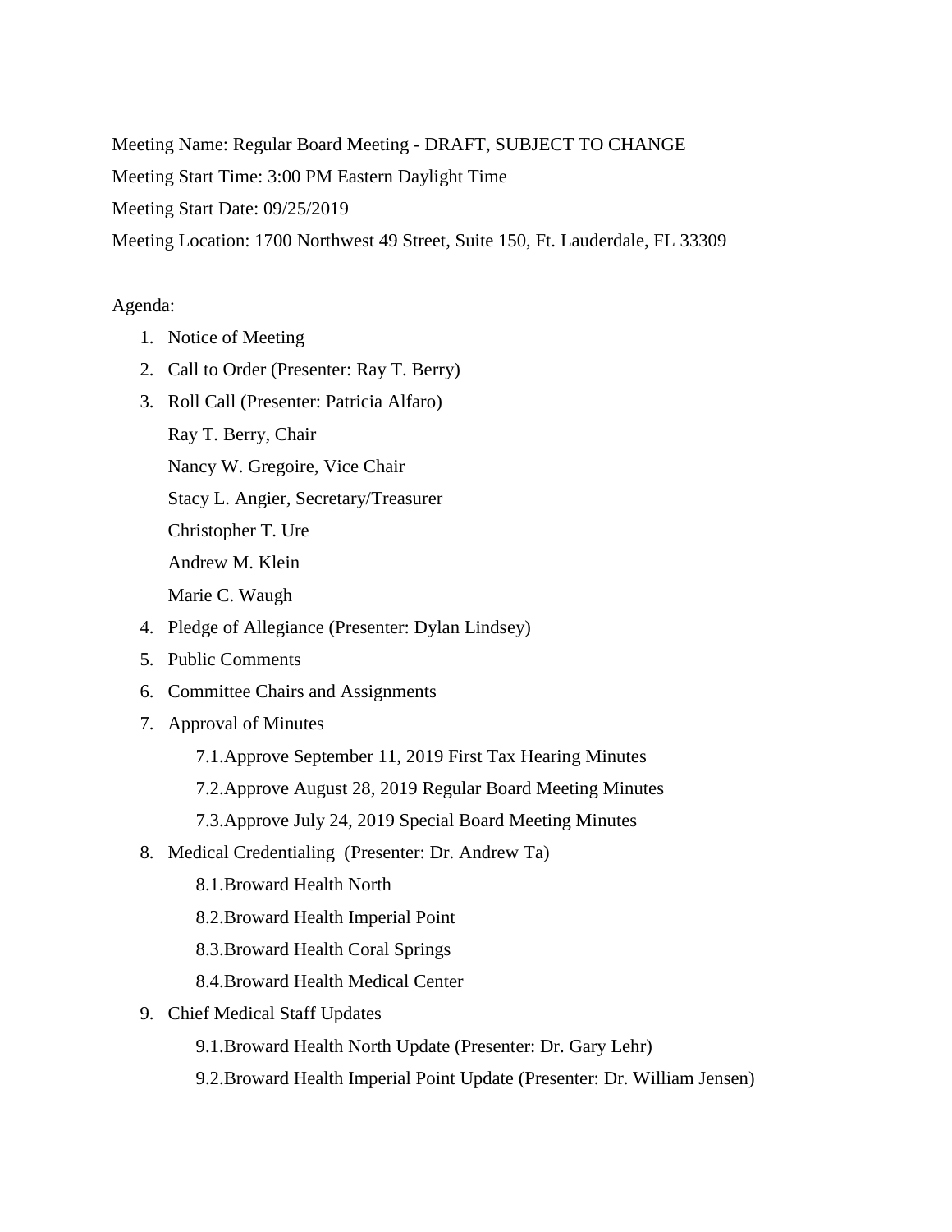Meeting Name: Regular Board Meeting - DRAFT, SUBJECT TO CHANGE

Meeting Start Time: 3:00 PM Eastern Daylight Time

Meeting Start Date: 09/25/2019

Meeting Location: 1700 Northwest 49 Street, Suite 150, Ft. Lauderdale, FL 33309

Agenda:

1. Notice of Meeting
2. Call to Order (Presenter: Ray T. Berry)
3. Roll Call (Presenter: Patricia Alfaro)

   Ray T. Berry, Chair

   Nancy W. Gregoire, Vice Chair

   Stacy L. Angier, Secretary/Treasurer

   Christopher T. Ure

   Andrew M. Klein

   Marie C. Waugh
4. Pledge of Allegiance (Presenter: Dylan Lindsey)
5. Public Comments
6. Committee Chairs and Assignments
7. Approval of Minutes
   - 7.1.Approve September 11, 2019 First Tax Hearing Minutes
   - 7.2.Approve August 28, 2019 Regular Board Meeting Minutes
   - 7.3.Approve July 24, 2019 Special Board Meeting Minutes
8. Medical Credentialing (Presenter: Dr. Andrew Ta)
   - 8.1.Broward Health North
   - 8.2.Broward Health Imperial Point
   - 8.3.Broward Health Coral Springs
   - 8.4.Broward Health Medical Center
9. Chief Medical Staff Updates
   - 9.1.Broward Health North Update (Presenter: Dr. Gary Lehr)
   - 9.2.Broward Health Imperial Point Update (Presenter: Dr. William Jensen)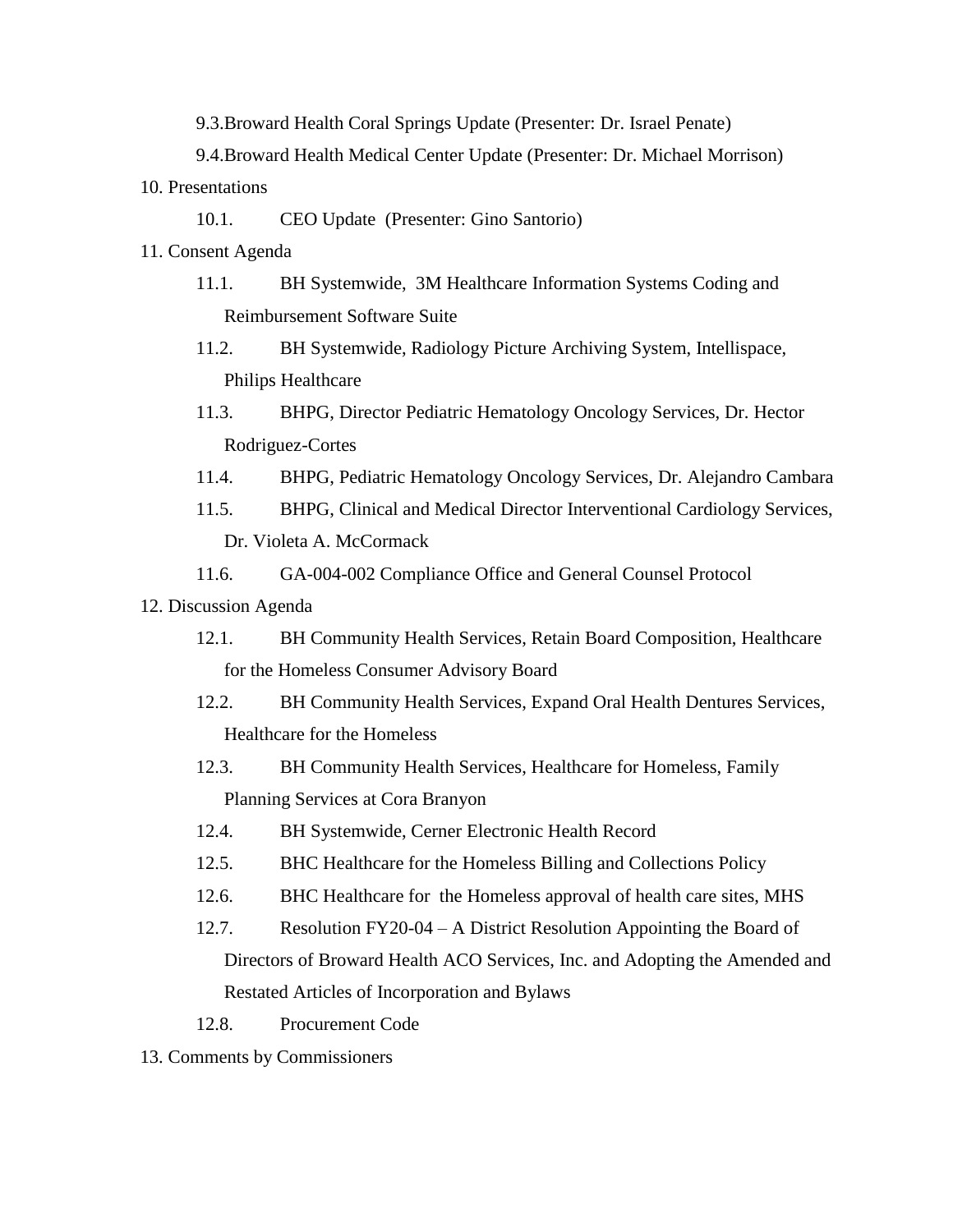- 9.3. Broward Health Coral Springs Update (Presenter: Dr. Israel Penate)
- 9.4. Broward Health Medical Center Update (Presenter: Dr. Michael Morrison)

10. Presentations

- 10.1. CEO Update (Presenter: Gino Santorio)

11. Consent Agenda

- 11.1. BH Systemwide, 3M Healthcare Information Systems Coding and Reimbursement Software Suite
- 11.2. BH Systemwide, Radiology Picture Archiving System, Intellispace, Philips Healthcare
- 11.3. BHPG, Director Pediatric Hematology Oncology Services, Dr. Hector Rodriguez-Cortes
- 11.4. BHPG, Pediatric Hematology Oncology Services, Dr. Alejandro Cambara
- 11.5. BHPG, Clinical and Medical Director Interventional Cardiology Services, Dr. Violeta A. McCormack
- 11.6. GA-004-002 Compliance Office and General Counsel Protocol

12. Discussion Agenda

- 12.1. BH Community Health Services, Retain Board Composition, Healthcare for the Homeless Consumer Advisory Board
- 12.2. BH Community Health Services, Expand Oral Health Dentures Services, Healthcare for the Homeless
- 12.3. BH Community Health Services, Healthcare for Homeless, Family Planning Services at Cora Branyon
- 12.4. BH Systemwide, Cerner Electronic Health Record
- 12.5. BHC Healthcare for the Homeless Billing and Collections Policy
- 12.6. BHC Healthcare for the Homeless approval of health care sites, MHS
- 12.7. Resolution FY20-04 – A District Resolution Appointing the Board of Directors of Broward Health ACO Services, Inc. and Adopting the Amended and Restated Articles of Incorporation and Bylaws
- 12.8. Procurement Code

13. Comments by Commissioners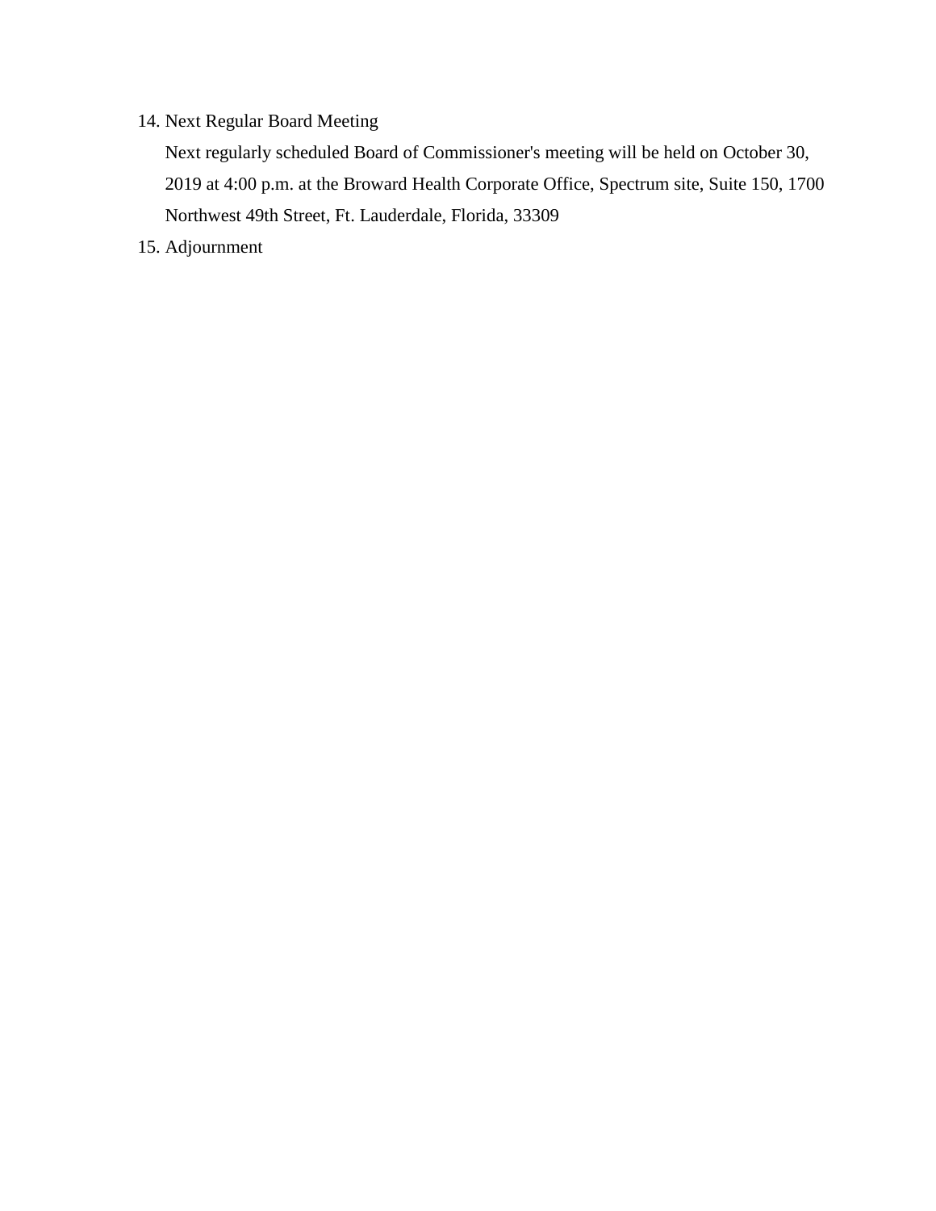14. Next Regular Board Meeting

    Next regularly scheduled Board of Commissioner's meeting will be held on October 30, 2019 at 4:00 p.m. at the Broward Health Corporate Office, Spectrum site, Suite 150, 1700 Northwest 49th Street, Ft. Lauderdale, Florida, 33309

15. Adjournment